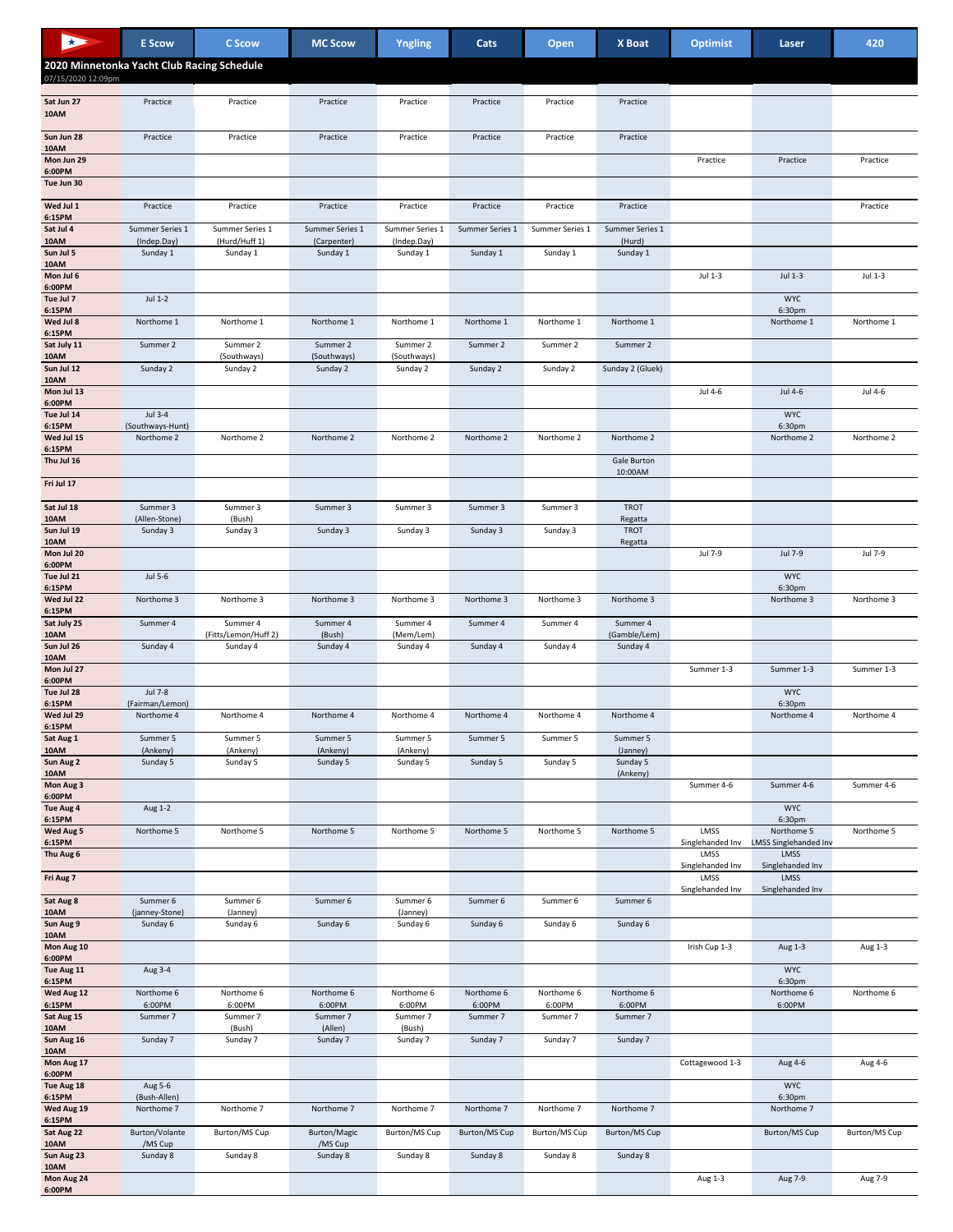## 2020 Minnetonka Yacht Club Racing Schedule

07/15/2020 12:09pm

| | E Scow | C Scow | MC Scow | Yngling | Cats | Open | X Boat | Optimist | Laser | 420 |
|---|---|---|---|---|---|---|---|---|---|---|
| Sat Jun 27 10AM | Practice | Practice | Practice | Practice | Practice | Practice | Practice | | | |
| Sun Jun 28 10AM | Practice | Practice | Practice | Practice | Practice | Practice | Practice | | | |
| Mon Jun 29 6:00PM | | | | | | | | Practice | Practice | Practice |
| Tue Jun 30 | | | | | | | | | | |
| Wed Jul 1 6:15PM | Practice | Practice | Practice | Practice | Practice | Practice | Practice | | | Practice |
| Sat Jul 4 10AM | Summer Series 1 (Indep.Day) | Summer Series 1 (Hurd/Huff 1) | Summer Series 1 (Carpenter) | Summer Series 1 (Indep.Day) | Summer Series 1 | Summer Series 1 | Summer Series 1 (Hurd) | | | |
| Sun Jul 5 10AM | Sunday 1 | Sunday 1 | Sunday 1 | Sunday 1 | Sunday 1 | Sunday 1 | Sunday 1 | | | |
| Mon Jul 6 6:00PM | | | | | | | | Jul 1-3 | Jul 1-3 | Jul 1-3 |
| Tue Jul 7 6:15PM | Jul 1-2 | | | | | | | | WYC 6:30pm | |
| Wed Jul 8 6:15PM | Northome 1 | Northome 1 | Northome 1 | Northome 1 | Northome 1 | Northome 1 | Northome 1 | | Northome 1 | Northome 1 |
| Sat July 11 10AM | Summer 2 | Summer 2 (Southways) | Summer 2 (Southways) | Summer 2 (Southways) | Summer 2 | Summer 2 | Summer 2 | | | |
| Sun Jul 12 10AM | Sunday 2 | Sunday 2 | Sunday 2 | Sunday 2 | Sunday 2 | Sunday 2 | Sunday 2 (Gluek) | | | |
| Mon Jul 13 6:00PM | | | | | | | | Jul 4-6 | Jul 4-6 | Jul 4-6 |
| Tue Jul 14 6:15PM | Jul 3-4 (Southways-Hunt) | | | | | | | | WYC 6:30pm | |
| Wed Jul 15 6:15PM | Northome 2 | Northome 2 | Northome 2 | Northome 2 | Northome 2 | Northome 2 | Northome 2 | | Northome 2 | Northome 2 |
| Thu Jul 16 | | | | | | | Gale Burton 10:00AM | | | |
| Fri Jul 17 | | | | | | | | | | |
| Sat Jul 18 10AM | Summer 3 (Allen-Stone) | Summer 3 (Bush) | Summer 3 | Summer 3 | Summer 3 | Summer 3 | TROT Regatta | | | |
| Sun Jul 19 10AM | Sunday 3 | Sunday 3 | Sunday 3 | Sunday 3 | Sunday 3 | Sunday 3 | TROT Regatta | | | |
| Mon Jul 20 6:00PM | | | | | | | | Jul 7-9 | Jul 7-9 | Jul 7-9 |
| Tue Jul 21 6:15PM | Jul 5-6 | | | | | | | | WYC 6:30pm | |
| Wed Jul 22 6:15PM | Northome 3 | Northome 3 | Northome 3 | Northome 3 | Northome 3 | Northome 3 | Northome 3 | | Northome 3 | Northome 3 |
| Sat July 25 10AM | Summer 4 | Summer 4 (Fitts/Lemon/Huff 2) | Summer 4 (Bush) | Summer 4 (Mem/Lem) | Summer 4 | Summer 4 | Summer 4 (Gamble/Lem) | | | |
| Sun Jul 26 10AM | Sunday 4 | Sunday 4 | Sunday 4 | Sunday 4 | Sunday 4 | Sunday 4 | Sunday 4 | | | |
| Mon Jul 27 6:00PM | | | | | | | | Summer 1-3 | Summer 1-3 | Summer 1-3 |
| Tue Jul 28 6:15PM | Jul 7-8 (Fairman/Lemon) | | | | | | | | WYC 6:30pm | |
| Wed Jul 29 6:15PM | Northome 4 | Northome 4 | Northome 4 | Northome 4 | Northome 4 | Northome 4 | Northome 4 | | Northome 4 | Northome 4 |
| Sat Aug 1 10AM | Summer 5 (Ankeny) | Summer 5 (Ankeny) | Summer 5 (Ankeny) | Summer 5 (Ankeny) | Summer 5 | Summer 5 | Summer 5 (Janney) | | | |
| Sun Aug 2 10AM | Sunday 5 | Sunday 5 | Sunday 5 | Sunday 5 | Sunday 5 | Sunday 5 | Sunday 5 (Ankeny) | | | |
| Mon Aug 3 6:00PM | | | | | | | | Summer 4-6 | Summer 4-6 | Summer 4-6 |
| Tue Aug 4 6:15PM | Aug 1-2 | | | | | | | | WYC 6:30pm | |
| Wed Aug 5 6:15PM | Northome 5 | Northome 5 | Northome 5 | Northome 5 | Northome 5 | Northome 5 | Northome 5 | LMSS Singlehanded Inv | Northome 5 LMSS Singlehanded Inv | Northome 5 |
| Thu Aug 6 | | | | | | | | LMSS Singlehanded Inv | LMSS Singlehanded Inv | |
| Fri Aug 7 | | | | | | | | LMSS Singlehanded Inv | LMSS Singlehanded Inv | |
| Sat Aug 8 10AM | Summer 6 (Janney-Stone) | Summer 6 (Janney) | Summer 6 | Summer 6 (Janney) | Summer 6 | Summer 6 | Summer 6 | | | |
| Sun Aug 9 10AM | Sunday 6 | Sunday 6 | Sunday 6 | Sunday 6 | Sunday 6 | Sunday 6 | Sunday 6 | | | |
| Mon Aug 10 6:00PM | | | | | | | | Irish Cup 1-3 | Aug 1-3 | Aug 1-3 |
| Tue Aug 11 6:15PM | Aug 3-4 | | | | | | | | WYC 6:30pm | |
| Wed Aug 12 6:15PM | Northome 6 6:00PM | Northome 6 6:00PM | Northome 6 6:00PM | Northome 6 6:00PM | Northome 6 6:00PM | Northome 6 6:00PM | Northome 6 6:00PM | | Northome 6 6:00PM | Northome 6 |
| Sat Aug 15 10AM | Summer 7 | Summer 7 (Bush) | Summer 7 (Allen) | Summer 7 (Bush) | Summer 7 | Summer 7 | Summer 7 | | | |
| Sun Aug 16 10AM | Sunday 7 | Sunday 7 | Sunday 7 | Sunday 7 | Sunday 7 | Sunday 7 | Sunday 7 | | | |
| Mon Aug 17 6:00PM | | | | | | | | Cottagewood 1-3 | Aug 4-6 | Aug 4-6 |
| Tue Aug 18 6:15PM | Aug 5-6 (Bush-Allen) | | | | | | | | WYC 6:30pm | |
| Wed Aug 19 6:15PM | Northome 7 | Northome 7 | Northome 7 | Northome 7 | Northome 7 | Northome 7 | Northome 7 | | Northome 7 | |
| Sat Aug 22 10AM | Burton/Volante /MS Cup | Burton/MS Cup | Burton/Magic /MS Cup | Burton/MS Cup | Burton/MS Cup | Burton/MS Cup | Burton/MS Cup | | Burton/MS Cup | Burton/MS Cup |
| Sun Aug 23 10AM | Sunday 8 | Sunday 8 | Sunday 8 | Sunday 8 | Sunday 8 | Sunday 8 | Sunday 8 | | | |
| Mon Aug 24 6:00PM | | | | | | | | Aug 1-3 | Aug 7-9 | Aug 7-9 |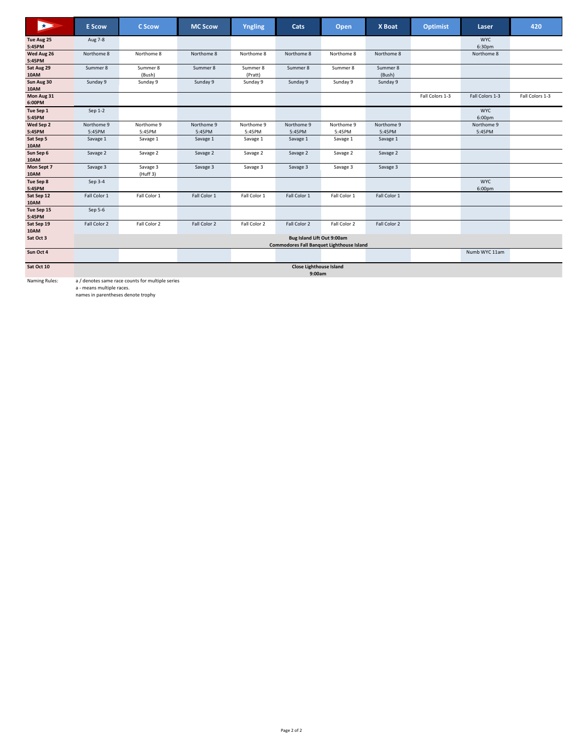| | E Scow | C Scow | MC Scow | Yngling | Cats | Open | X Boat | Optimist | Laser | 420 |
|---|---|---|---|---|---|---|---|---|---|---|
| Tue Aug 25 5:45PM | Aug 7-8 | | | | | | | | WYC 6:30pm | |
| Wed Aug 26 5:45PM | Northome 8 | Northome 8 | Northome 8 | Northome 8 | Northome 8 | Northome 8 | Northome 8 | | Northome 8 | |
| Sat Aug 29 10AM | Summer 8 | Summer 8 (Bush) | Summer 8 | Summer 8 (Pratt) | Summer 8 | Summer 8 | Summer 8 (Bush) | | | |
| Sun Aug 30 10AM | Sunday 9 | Sunday 9 | Sunday 9 | Sunday 9 | Sunday 9 | Sunday 9 | Sunday 9 | | | |
| Mon Aug 31 6:00PM | | | | | | | | Fall Colors 1-3 | Fall Colors 1-3 | Fall Colors 1-3 |
| Tue Sep 1 5:45PM | Sep 1-2 | | | | | | | | WYC 6:00pm | |
| Wed Sep 2 5:45PM | Northome 9 5:45PM | Northome 9 5:45PM | Northome 9 5:45PM | Northome 9 5:45PM | Northome 9 5:45PM | Northome 9 5:45PM | Northome 9 5:45PM | | Northome 9 5:45PM | |
| Sat Sep 5 10AM | Savage 1 | Savage 1 | Savage 1 | Savage 1 | Savage 1 | Savage 1 | Savage 1 | | | |
| Sun Sep 6 10AM | Savage 2 | Savage 2 | Savage 2 | Savage 2 | Savage 2 | Savage 2 | Savage 2 | | | |
| Mon Sept 7 10AM | Savage 3 | Savage 3 (Huff 3) | Savage 3 | Savage 3 | Savage 3 | Savage 3 | Savage 3 | | | |
| Tue Sep 8 5:45PM | Sep 3-4 | | | | | | | | WYC 6:00pm | |
| Sat Sep 12 10AM | Fall Color 1 | Fall Color 1 | Fall Color 1 | Fall Color 1 | Fall Color 1 | Fall Color 1 | Fall Color 1 | | | |
| Tue Sep 15 5:45PM | Sep 5-6 | | | | | | | | | |
| Sat Sep 19 10AM | Fall Color 2 | Fall Color 2 | Fall Color 2 | Fall Color 2 | Fall Color 2 | Fall Color 2 | Fall Color 2 | | | |
| Sat Oct 3 | **Bug Island Lift Out 9:00am Commodores Fall Banquet Lighthouse Island** | | | | | | | | | |
| Sun Oct 4 | | | | | | | | | Numb WYC 11am | |
| Sat Oct 10 | **Close Lighthouse Island 9:00am** | | | | | | | | | |

Naming Rules: a / denotes same race counts for multiple series
a - means multiple races.
names in parentheses denote trophy